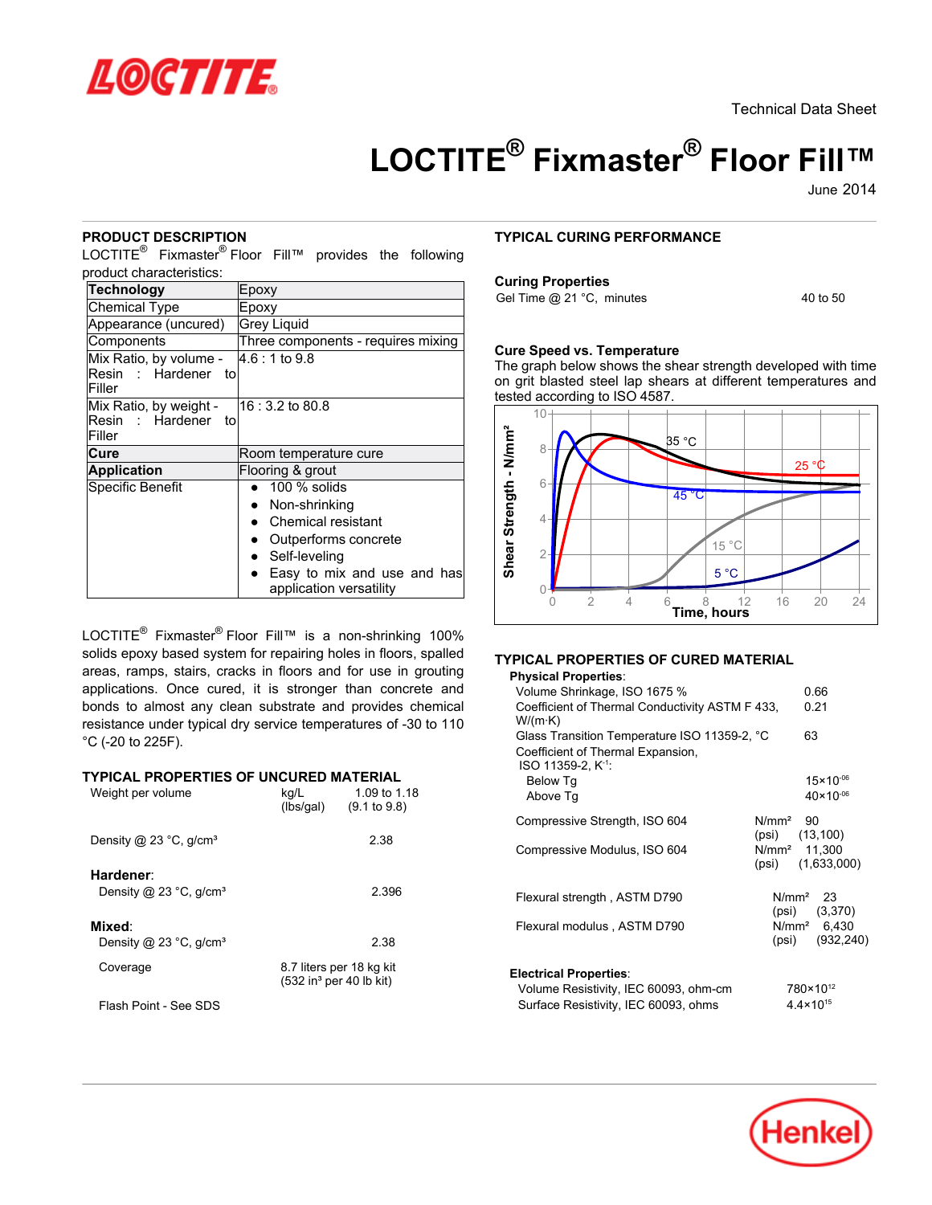Technical Data Sheet

# LOCTITE® Fixmaster® Floor Fill™

June 2014

## PRODUCT DESCRIPTION

LOCTITE® Fixmaster® Floor Fill™ provides the following product characteristics:

| | |
|---|---|
| **Technology** | Epoxy |
| Chemical Type | Epoxy |
| Appearance (uncured) | Grey Liquid |
| Components | Three components - requires mixing |
| Mix Ratio, by volume - Resin : Hardener to Filler | 4.6 : 1 to 9.8 |
| Mix Ratio, by weight - Resin : Hardener to Filler | 16 : 3.2 to 80.8 |
| **Cure** | Room temperature cure |
| **Application** | Flooring & grout |
| Specific Benefit | • 100 % solids<br>• Non-shrinking<br>• Chemical resistant<br>• Outperforms concrete<br>• Self-leveling<br>• Easy to mix and use and has application versatility |

LOCTITE® Fixmaster® Floor Fill™ is a non-shrinking 100% solids epoxy based system for repairing holes in floors, spalled areas, ramps, stairs, cracks in floors and for use in grouting applications. Once cured, it is stronger than concrete and bonds to almost any clean substrate and provides chemical resistance under typical dry service temperatures of -30 to 110 °C (-20 to 225F).

## TYPICAL PROPERTIES OF UNCURED MATERIAL

| | | |
|---|---|---|
| Weight per volume | kg/L<br>(lbs/gal) | 1.09 to 1.18<br>(9.1 to 9.8) |
| Density @ 23 °C, g/cm³ | | 2.38 |
| **Hardener**: | | |
| Density @ 23 °C, g/cm³ | | 2.396 |
| **Mixed**: | | |
| Density @ 23 °C, g/cm³ | | 2.38 |
| Coverage | | 8.7 liters per 18 kg kit<br>(532 in³ per 40 lb kit) |
| Flash Point - See SDS | | |

## TYPICAL CURING PERFORMANCE

### Curing Properties

| | |
|---|---|
| Gel Time @ 21 °C, minutes | 40 to 50 |

### Cure Speed vs. Temperature

The graph below shows the shear strength developed with time on grit blasted steel lap shears at different temperatures and tested according to ISO 4587.

## TYPICAL PROPERTIES OF CURED MATERIAL

### Physical Properties:

| | | |
|---|---|---|
| Volume Shrinkage, ISO 1675 % | | 0.66 |
| Coefficient of Thermal Conductivity ASTM F 433, W/(m·K) | | 0.21 |
| Glass Transition Temperature ISO 11359-2, °C | | 63 |
| Coefficient of Thermal Expansion, ISO 11359-2, $K^{-1}$: | | |
| Below Tg | | $15 \times 10^{-06}$ |
| Above Tg | | $40 \times 10^{-06}$ |
| Compressive Strength, ISO 604 | N/mm²<br>(psi) | 90<br>(13,100) |
| Compressive Modulus, ISO 604 | N/mm²<br>(psi) | 11,300<br>(1,633,000) |
| Flexural strength , ASTM D790 | N/mm²<br>(psi) | 23<br>(3,370) |
| Flexural modulus , ASTM D790 | N/mm²<br>(psi) | 6,430<br>(932,240) |

### Electrical Properties:

| | |
|---|---|
| Volume Resistivity, IEC 60093, ohm-cm | $780 \times 10^{12}$ |
| Surface Resistivity, IEC 60093, ohms | $4.4 \times 10^{15}$ |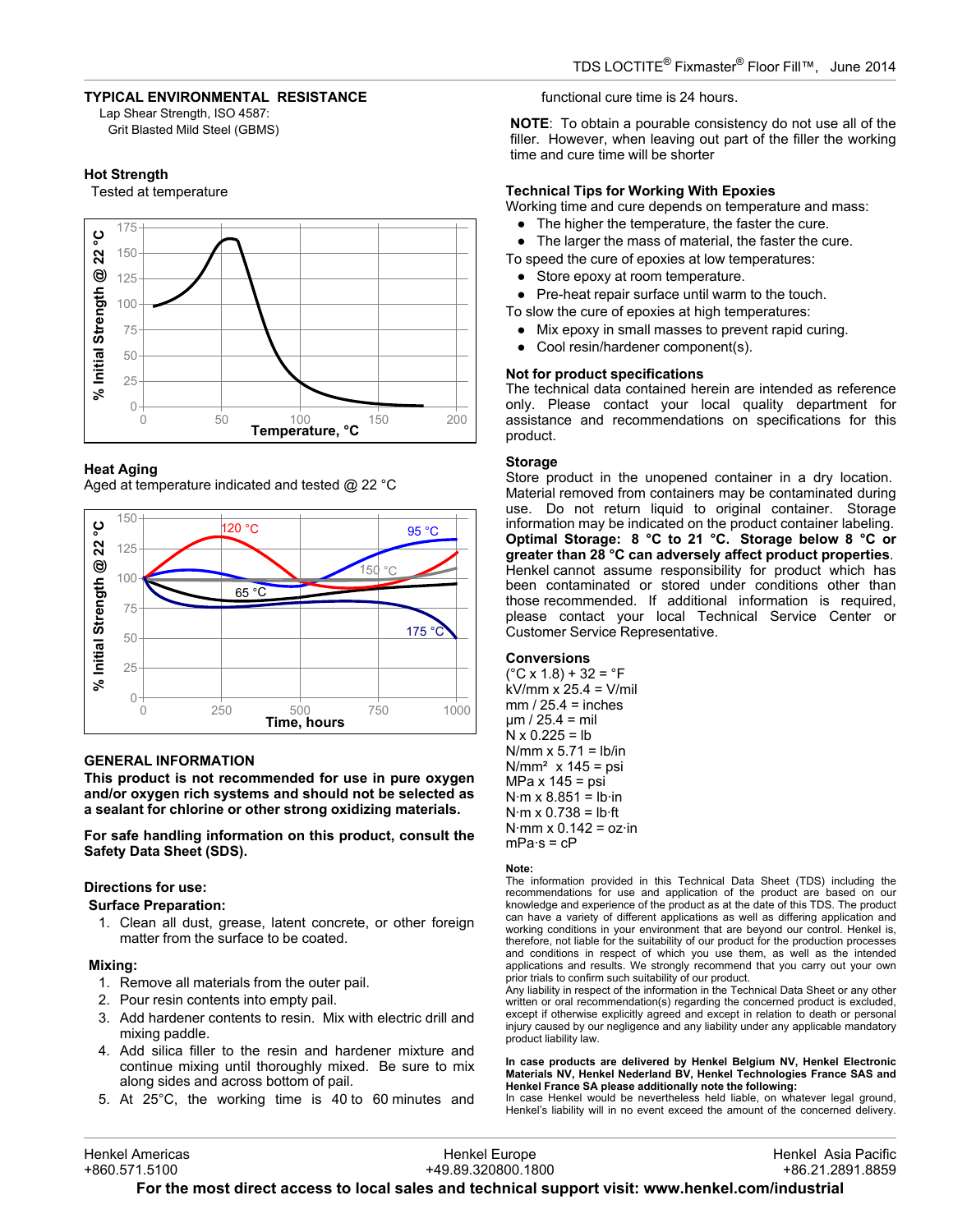## TYPICAL ENVIRONMENTAL RESISTANCE

Lap Shear Strength, ISO 4587:
Grit Blasted Mild Steel (GBMS)

### Hot Strength

Tested at temperature

### Heat Aging

Aged at temperature indicated and tested @ 22 °C

## GENERAL INFORMATION

**This product is not recommended for use in pure oxygen and/or oxygen rich systems and should not be selected as a sealant for chlorine or other strong oxidizing materials.**

**For safe handling information on this product, consult the Safety Data Sheet (SDS).**

### Directions for use:

**Surface Preparation:**

1. Clean all dust, grease, latent concrete, or other foreign matter from the surface to be coated.

**Mixing:**

1. Remove all materials from the outer pail.
2. Pour resin contents into empty pail.
3. Add hardener contents to resin. Mix with electric drill and mixing paddle.
4. Add silica filler to the resin and hardener mixture and continue mixing until thoroughly mixed. Be sure to mix along sides and across bottom of pail.
5. At 25°C, the working time is 40 to 60 minutes and functional cure time is 24 hours.

**NOTE**: To obtain a pourable consistency do not use all of the filler. However, when leaving out part of the filler the working time and cure time will be shorter

### Technical Tips for Working With Epoxies

Working time and cure depends on temperature and mass:

- The higher the temperature, the faster the cure.
- The larger the mass of material, the faster the cure.

To speed the cure of epoxies at low temperatures:

- Store epoxy at room temperature.
- Pre-heat repair surface until warm to the touch.

To slow the cure of epoxies at high temperatures:

- Mix epoxy in small masses to prevent rapid curing.
- Cool resin/hardener component(s).

### Not for product specifications

The technical data contained herein are intended as reference only. Please contact your local quality department for assistance and recommendations on specifications for this product.

### Storage

Store product in the unopened container in a dry location. Material removed from containers may be contaminated during use. Do not return liquid to original container. Storage information may be indicated on the product container labeling.
**Optimal Storage: 8 °C to 21 °C. Storage below 8 °C or greater than 28 °C can adversely affect product properties**.
Henkel cannot assume responsibility for product which has been contaminated or stored under conditions other than those recommended. If additional information is required, please contact your local Technical Service Center or Customer Service Representative.

### Conversions

(°C x 1.8) + 32 = °F
kV/mm x 25.4 = V/mil
mm / 25.4 = inches
µm / 25.4 = mil
N x 0.225 = lb
N/mm x 5.71 = lb/in
N/mm² x 145 = psi
MPa x 145 = psi
N·m x 8.851 = lb·in
N·m x 0.738 = lb·ft
N·mm x 0.142 = oz·in
mPa·s = cP

**Note:**
The information provided in this Technical Data Sheet (TDS) including the recommendations for use and application of the product are based on our knowledge and experience of the product as at the date of this TDS. The product can have a variety of different applications as well as differing application and working conditions in your environment that are beyond our control. Henkel is, therefore, not liable for the suitability of our product for the production processes and conditions in respect of which you use them, as well as the intended applications and results. We strongly recommend that you carry out your own prior trials to confirm such suitability of our product.
Any liability in respect of the information in the Technical Data Sheet or any other written or oral recommendation(s) regarding the concerned product is excluded, except if otherwise explicitly agreed and except in relation to death or personal injury caused by our negligence and any liability under any applicable mandatory product liability law.

**In case products are delivered by Henkel Belgium NV, Henkel Electronic Materials NV, Henkel Nederland BV, Henkel Technologies France SAS and Henkel France SA please additionally note the following:**
In case Henkel would be nevertheless held liable, on whatever legal ground, Henkel's liability will in no event exceed the amount of the concerned delivery.

Henkel Americas +860.571.5100 | Henkel Europe +49.89.320800.1800 | Henkel Asia Pacific +86.21.2891.8859

**For the most direct access to local sales and technical support visit: www.henkel.com/industrial**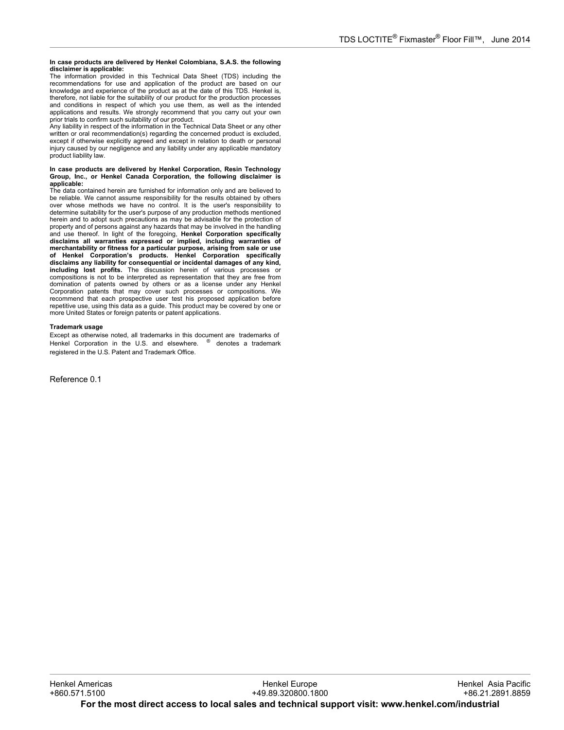**In case products are delivered by Henkel Colombiana, S.A.S. the following disclaimer is applicable:**

The information provided in this Technical Data Sheet (TDS) including the recommendations for use and application of the product are based on our knowledge and experience of the product as at the date of this TDS. Henkel is, therefore, not liable for the suitability of our product for the production processes and conditions in respect of which you use them, as well as the intended applications and results. We strongly recommend that you carry out your own prior trials to confirm such suitability of our product.

Any liability in respect of the information in the Technical Data Sheet or any other written or oral recommendation(s) regarding the concerned product is excluded, except if otherwise explicitly agreed and except in relation to death or personal injury caused by our negligence and any liability under any applicable mandatory product liability law.

**In case products are delivered by Henkel Corporation, Resin Technology Group, Inc., or Henkel Canada Corporation, the following disclaimer is applicable:**

The data contained herein are furnished for information only and are believed to be reliable. We cannot assume responsibility for the results obtained by others over whose methods we have no control. It is the user's responsibility to determine suitability for the user's purpose of any production methods mentioned herein and to adopt such precautions as may be advisable for the protection of property and of persons against any hazards that may be involved in the handling and use thereof. In light of the foregoing, **Henkel Corporation specifically disclaims all warranties expressed or implied, including warranties of merchantability or fitness for a particular purpose, arising from sale or use of Henkel Corporation's products. Henkel Corporation specifically disclaims any liability for consequential or incidental damages of any kind, including lost profits.** The discussion herein of various processes or compositions is not to be interpreted as representation that they are free from domination of patents owned by others or as a license under any Henkel Corporation patents that may cover such processes or compositions. We recommend that each prospective user test his proposed application before repetitive use, using this data as a guide. This product may be covered by one or more United States or foreign patents or patent applications.

**Trademark usage**

Except as otherwise noted, all trademarks in this document are trademarks of Henkel Corporation in the U.S. and elsewhere. ® denotes a trademark registered in the U.S. Patent and Trademark Office.

Reference 0.1

Henkel Americas +860.571.5100

Henkel Europe +49.89.320800.1800

Henkel Asia Pacific +86.21.2891.8859

**For the most direct access to local sales and technical support visit: www.henkel.com/industrial**